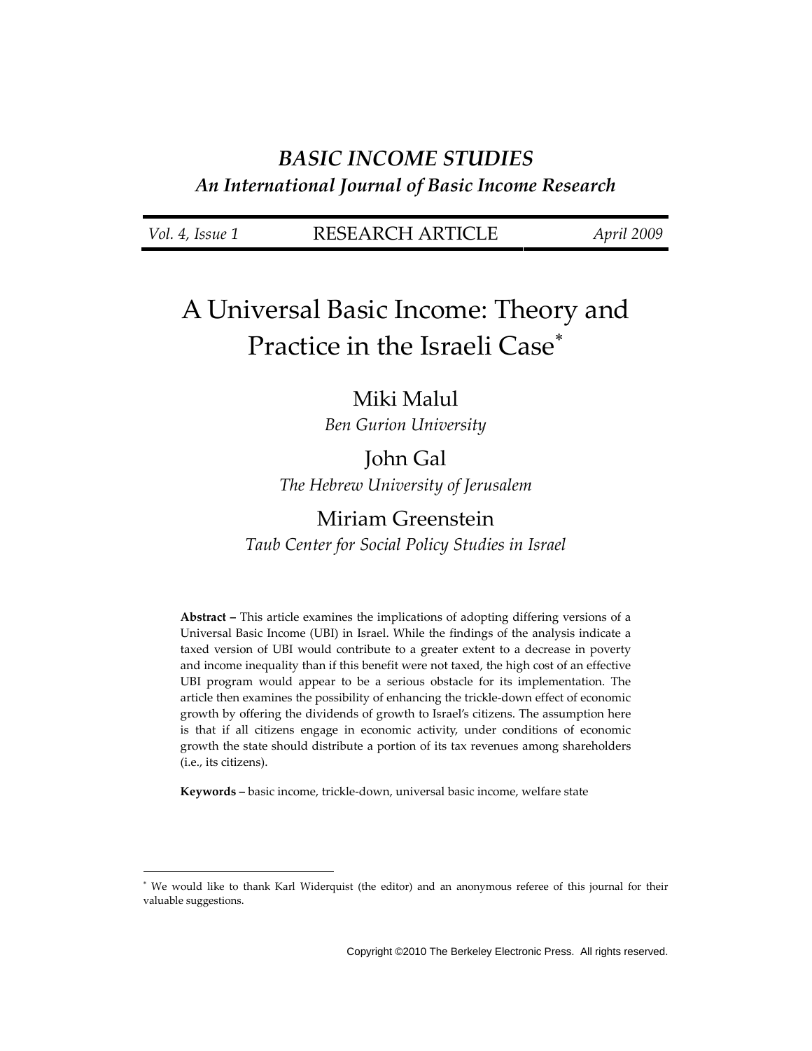# BASIC INCOME STUDIES

## *An International Journal of Basic Income Research*

*Vol. 4, Issue 1* RESEARCH ARTICLE *April 2009*

# A Universal Basic Income: Theory and Practice in the Israeli Case[*]

Miki Malul
*Ben Gurion University*

John Gal
*The Hebrew University of Jerusalem*

Miriam Greenstein
*Taub Center for Social Policy Studies in Israel*

**Abstract –** This article examines the implications of adopting differing versions of a Universal Basic Income (UBI) in Israel. While the findings of the analysis indicate a taxed version of UBI would contribute to a greater extent to a decrease in poverty and income inequality than if this benefit were not taxed, the high cost of an effective UBI program would appear to be a serious obstacle for its implementation. The article then examines the possibility of enhancing the trickle-down effect of economic growth by offering the dividends of growth to Israel's citizens. The assumption here is that if all citizens engage in economic activity, under conditions of economic growth the state should distribute a portion of its tax revenues among shareholders (i.e., its citizens).

**Keywords –** basic income, trickle-down, universal basic income, welfare state

---

[*] We would like to thank Karl Widerquist (the editor) and an anonymous referee of this journal for their valuable suggestions.

Copyright ©2010 The Berkeley Electronic Press. All rights reserved.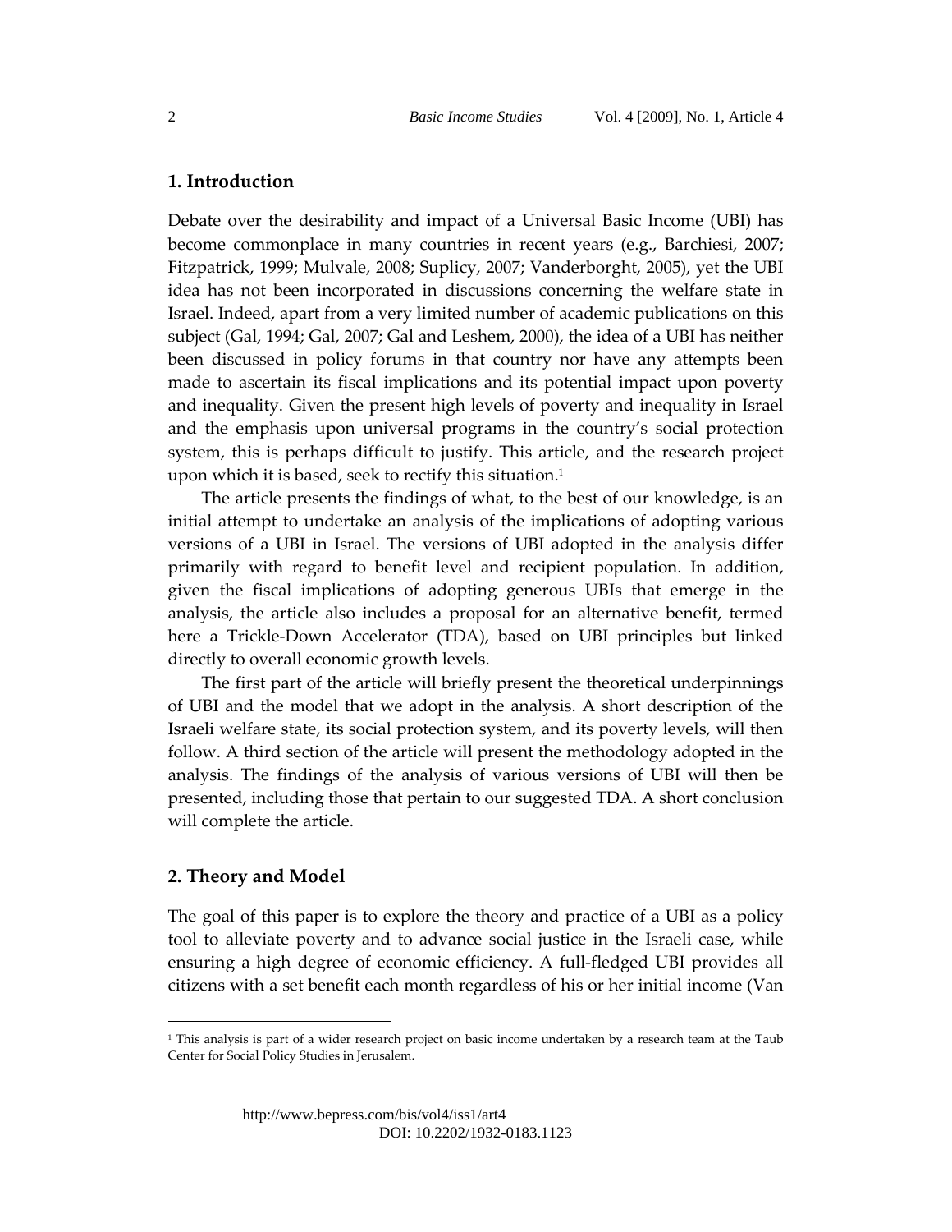## 1. Introduction

Debate over the desirability and impact of a Universal Basic Income (UBI) has become commonplace in many countries in recent years (e.g., Barchiesi, 2007; Fitzpatrick, 1999; Mulvale, 2008; Suplicy, 2007; Vanderborght, 2005), yet the UBI idea has not been incorporated in discussions concerning the welfare state in Israel. Indeed, apart from a very limited number of academic publications on this subject (Gal, 1994; Gal, 2007; Gal and Leshem, 2000), the idea of a UBI has neither been discussed in policy forums in that country nor have any attempts been made to ascertain its fiscal implications and its potential impact upon poverty and inequality. Given the present high levels of poverty and inequality in Israel and the emphasis upon universal programs in the country's social protection system, this is perhaps difficult to justify. This article, and the research project upon which it is based, seek to rectify this situation.[1]

The article presents the findings of what, to the best of our knowledge, is an initial attempt to undertake an analysis of the implications of adopting various versions of a UBI in Israel. The versions of UBI adopted in the analysis differ primarily with regard to benefit level and recipient population. In addition, given the fiscal implications of adopting generous UBIs that emerge in the analysis, the article also includes a proposal for an alternative benefit, termed here a Trickle-Down Accelerator (TDA), based on UBI principles but linked directly to overall economic growth levels.

The first part of the article will briefly present the theoretical underpinnings of UBI and the model that we adopt in the analysis. A short description of the Israeli welfare state, its social protection system, and its poverty levels, will then follow. A third section of the article will present the methodology adopted in the analysis. The findings of the analysis of various versions of UBI will then be presented, including those that pertain to our suggested TDA. A short conclusion will complete the article.

## 2. Theory and Model

The goal of this paper is to explore the theory and practice of a UBI as a policy tool to alleviate poverty and to advance social justice in the Israeli case, while ensuring a high degree of economic efficiency. A full-fledged UBI provides all citizens with a set benefit each month regardless of his or her initial income (Van

---

[1] This analysis is part of a wider research project on basic income undertaken by a research team at the Taub Center for Social Policy Studies in Jerusalem.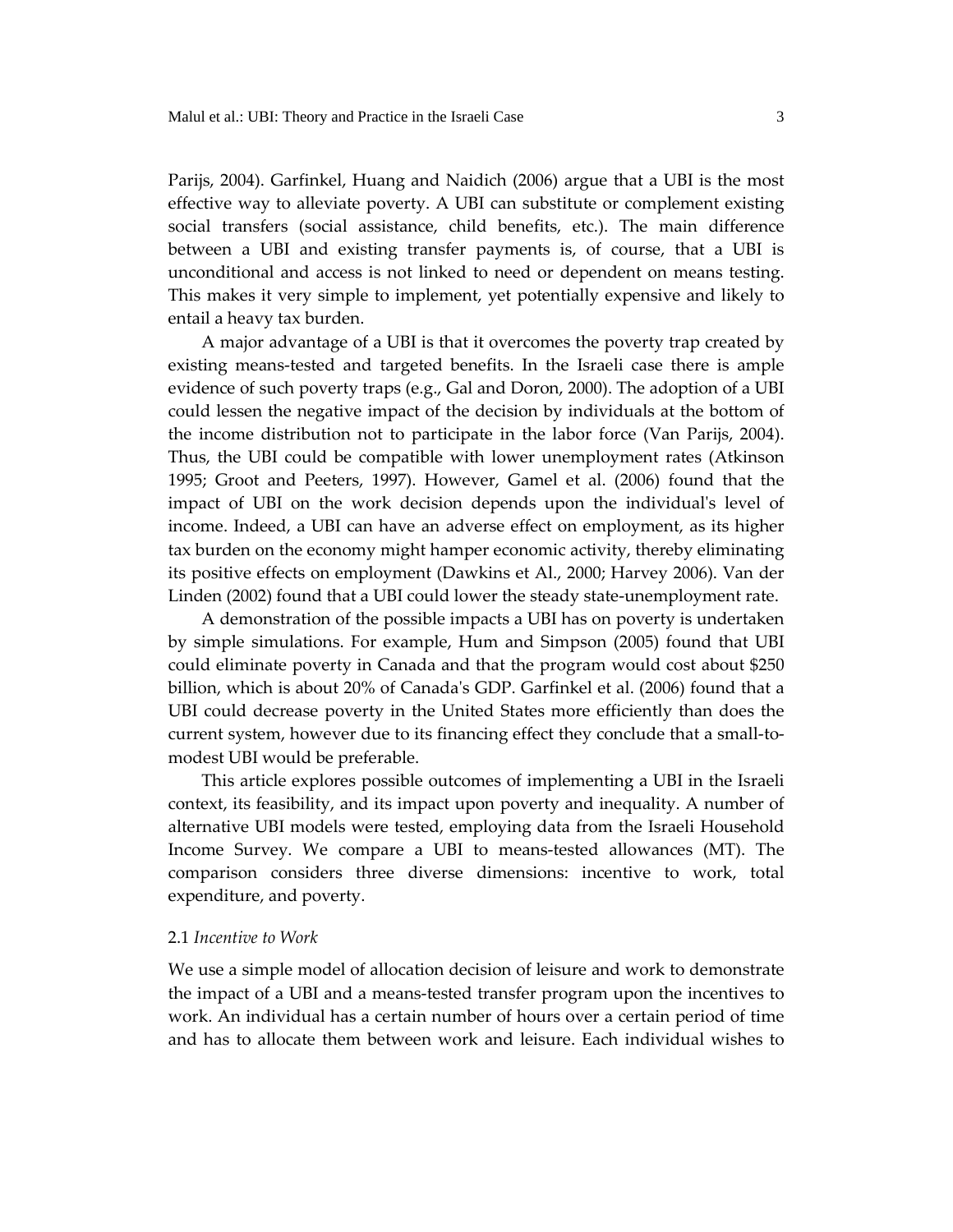Parijs, 2004). Garfinkel, Huang and Naidich (2006) argue that a UBI is the most effective way to alleviate poverty. A UBI can substitute or complement existing social transfers (social assistance, child benefits, etc.). The main difference between a UBI and existing transfer payments is, of course, that a UBI is unconditional and access is not linked to need or dependent on means testing. This makes it very simple to implement, yet potentially expensive and likely to entail a heavy tax burden.

A major advantage of a UBI is that it overcomes the poverty trap created by existing means-tested and targeted benefits. In the Israeli case there is ample evidence of such poverty traps (e.g., Gal and Doron, 2000). The adoption of a UBI could lessen the negative impact of the decision by individuals at the bottom of the income distribution not to participate in the labor force (Van Parijs, 2004). Thus, the UBI could be compatible with lower unemployment rates (Atkinson 1995; Groot and Peeters, 1997). However, Gamel et al. (2006) found that the impact of UBI on the work decision depends upon the individual's level of income. Indeed, a UBI can have an adverse effect on employment, as its higher tax burden on the economy might hamper economic activity, thereby eliminating its positive effects on employment (Dawkins et Al., 2000; Harvey 2006). Van der Linden (2002) found that a UBI could lower the steady state-unemployment rate.

A demonstration of the possible impacts a UBI has on poverty is undertaken by simple simulations. For example, Hum and Simpson (2005) found that UBI could eliminate poverty in Canada and that the program would cost about $250 billion, which is about 20% of Canada's GDP. Garfinkel et al. (2006) found that a UBI could decrease poverty in the United States more efficiently than does the current system, however due to its financing effect they conclude that a small-to-modest UBI would be preferable.

This article explores possible outcomes of implementing a UBI in the Israeli context, its feasibility, and its impact upon poverty and inequality. A number of alternative UBI models were tested, employing data from the Israeli Household Income Survey. We compare a UBI to means-tested allowances (MT). The comparison considers three diverse dimensions: incentive to work, total expenditure, and poverty.

### 2.1 *Incentive to Work*

We use a simple model of allocation decision of leisure and work to demonstrate the impact of a UBI and a means-tested transfer program upon the incentives to work. An individual has a certain number of hours over a certain period of time and has to allocate them between work and leisure. Each individual wishes to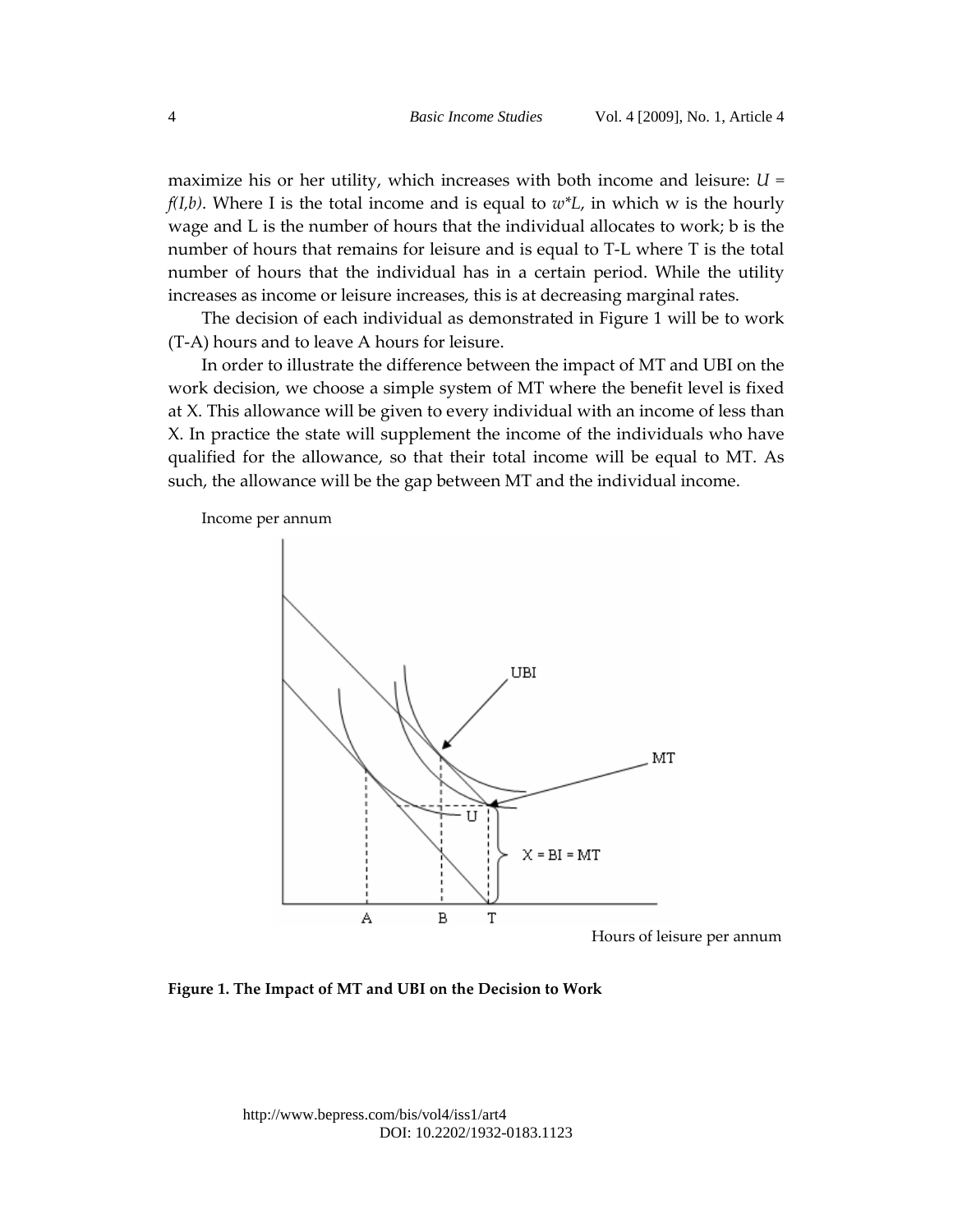maximize his or her utility, which increases with both income and leisure: $U = f(I,b)$. Where I is the total income and is equal to $w*L$, in which w is the hourly wage and L is the number of hours that the individual allocates to work; b is the number of hours that remains for leisure and is equal to T-L where T is the total number of hours that the individual has in a certain period. While the utility increases as income or leisure increases, this is at decreasing marginal rates.

The decision of each individual as demonstrated in Figure 1 will be to work (T-A) hours and to leave A hours for leisure.

In order to illustrate the difference between the impact of MT and UBI on the work decision, we choose a simple system of MT where the benefit level is fixed at X. This allowance will be given to every individual with an income of less than X. In practice the state will supplement the income of the individuals who have qualified for the allowance, so that their total income will be equal to MT. As such, the allowance will be the gap between MT and the individual income.

**Figure 1. The Impact of MT and UBI on the Decision to Work**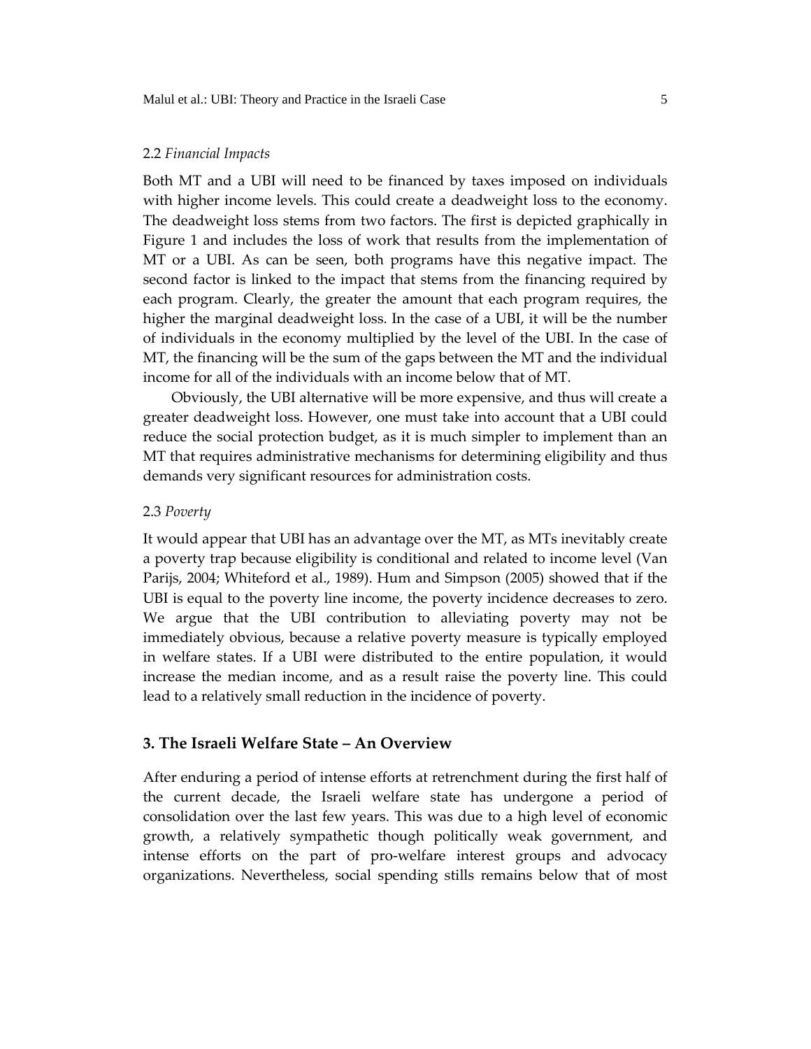### 2.2 *Financial Impacts*

Both MT and a UBI will need to be financed by taxes imposed on individuals with higher income levels. This could create a deadweight loss to the economy. The deadweight loss stems from two factors. The first is depicted graphically in Figure 1 and includes the loss of work that results from the implementation of MT or a UBI. As can be seen, both programs have this negative impact. The second factor is linked to the impact that stems from the financing required by each program. Clearly, the greater the amount that each program requires, the higher the marginal deadweight loss. In the case of a UBI, it will be the number of individuals in the economy multiplied by the level of the UBI. In the case of MT, the financing will be the sum of the gaps between the MT and the individual income for all of the individuals with an income below that of MT.

Obviously, the UBI alternative will be more expensive, and thus will create a greater deadweight loss. However, one must take into account that a UBI could reduce the social protection budget, as it is much simpler to implement than an MT that requires administrative mechanisms for determining eligibility and thus demands very significant resources for administration costs.

### 2.3 *Poverty*

It would appear that UBI has an advantage over the MT, as MTs inevitably create a poverty trap because eligibility is conditional and related to income level (Van Parijs, 2004; Whiteford et al., 1989). Hum and Simpson (2005) showed that if the UBI is equal to the poverty line income, the poverty incidence decreases to zero. We argue that the UBI contribution to alleviating poverty may not be immediately obvious, because a relative poverty measure is typically employed in welfare states. If a UBI were distributed to the entire population, it would increase the median income, and as a result raise the poverty line. This could lead to a relatively small reduction in the incidence of poverty.

## 3. The Israeli Welfare State – An Overview

After enduring a period of intense efforts at retrenchment during the first half of the current decade, the Israeli welfare state has undergone a period of consolidation over the last few years. This was due to a high level of economic growth, a relatively sympathetic though politically weak government, and intense efforts on the part of pro-welfare interest groups and advocacy organizations. Nevertheless, social spending stills remains below that of most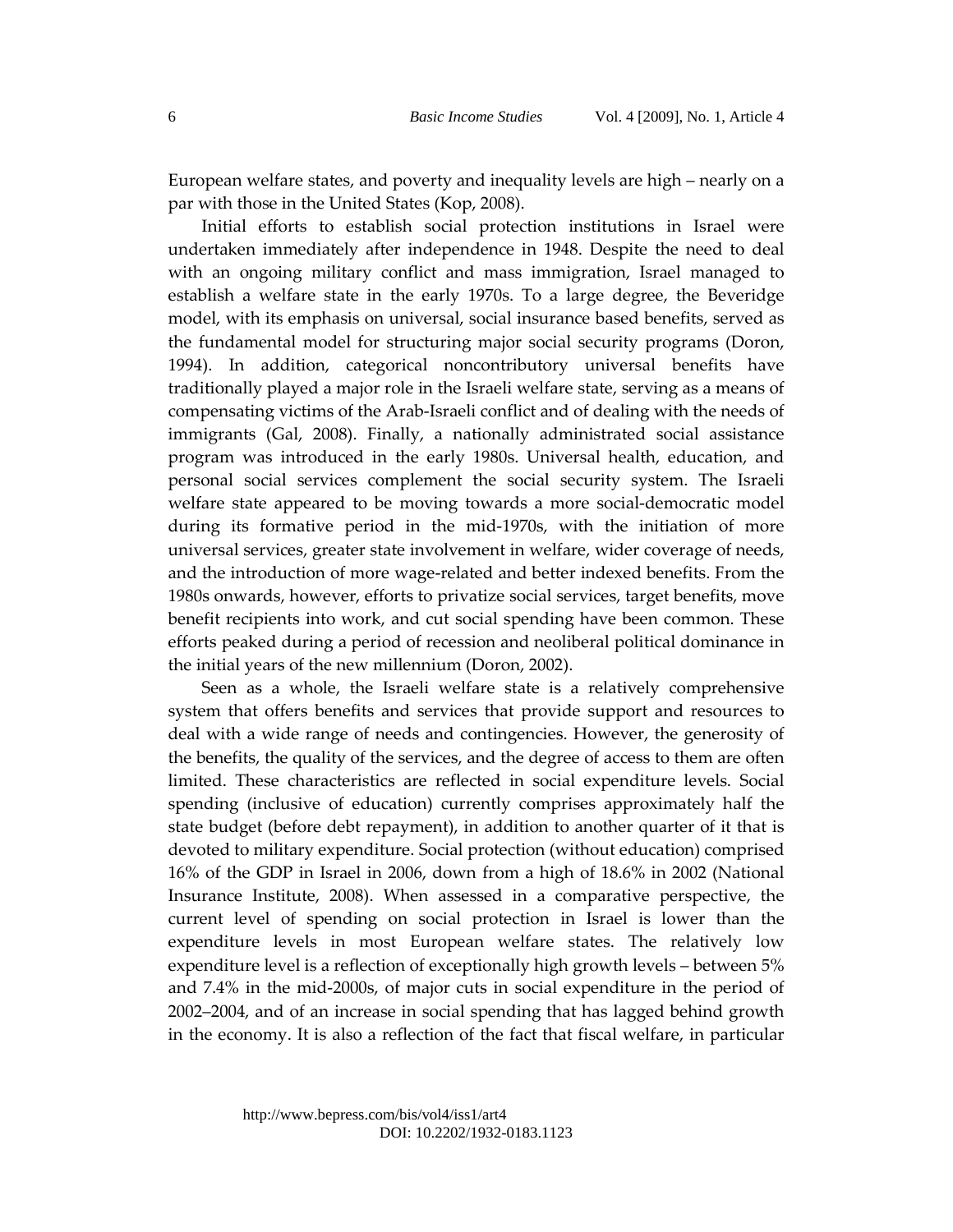European welfare states, and poverty and inequality levels are high – nearly on a par with those in the United States (Kop, 2008).

Initial efforts to establish social protection institutions in Israel were undertaken immediately after independence in 1948. Despite the need to deal with an ongoing military conflict and mass immigration, Israel managed to establish a welfare state in the early 1970s. To a large degree, the Beveridge model, with its emphasis on universal, social insurance based benefits, served as the fundamental model for structuring major social security programs (Doron, 1994). In addition, categorical noncontributory universal benefits have traditionally played a major role in the Israeli welfare state, serving as a means of compensating victims of the Arab-Israeli conflict and of dealing with the needs of immigrants (Gal, 2008). Finally, a nationally administrated social assistance program was introduced in the early 1980s. Universal health, education, and personal social services complement the social security system. The Israeli welfare state appeared to be moving towards a more social-democratic model during its formative period in the mid-1970s, with the initiation of more universal services, greater state involvement in welfare, wider coverage of needs, and the introduction of more wage-related and better indexed benefits. From the 1980s onwards, however, efforts to privatize social services, target benefits, move benefit recipients into work, and cut social spending have been common. These efforts peaked during a period of recession and neoliberal political dominance in the initial years of the new millennium (Doron, 2002).

Seen as a whole, the Israeli welfare state is a relatively comprehensive system that offers benefits and services that provide support and resources to deal with a wide range of needs and contingencies. However, the generosity of the benefits, the quality of the services, and the degree of access to them are often limited. These characteristics are reflected in social expenditure levels. Social spending (inclusive of education) currently comprises approximately half the state budget (before debt repayment), in addition to another quarter of it that is devoted to military expenditure. Social protection (without education) comprised 16% of the GDP in Israel in 2006, down from a high of 18.6% in 2002 (National Insurance Institute, 2008). When assessed in a comparative perspective, the current level of spending on social protection in Israel is lower than the expenditure levels in most European welfare states. The relatively low expenditure level is a reflection of exceptionally high growth levels – between 5% and 7.4% in the mid-2000s, of major cuts in social expenditure in the period of 2002–2004, and of an increase in social spending that has lagged behind growth in the economy. It is also a reflection of the fact that fiscal welfare, in particular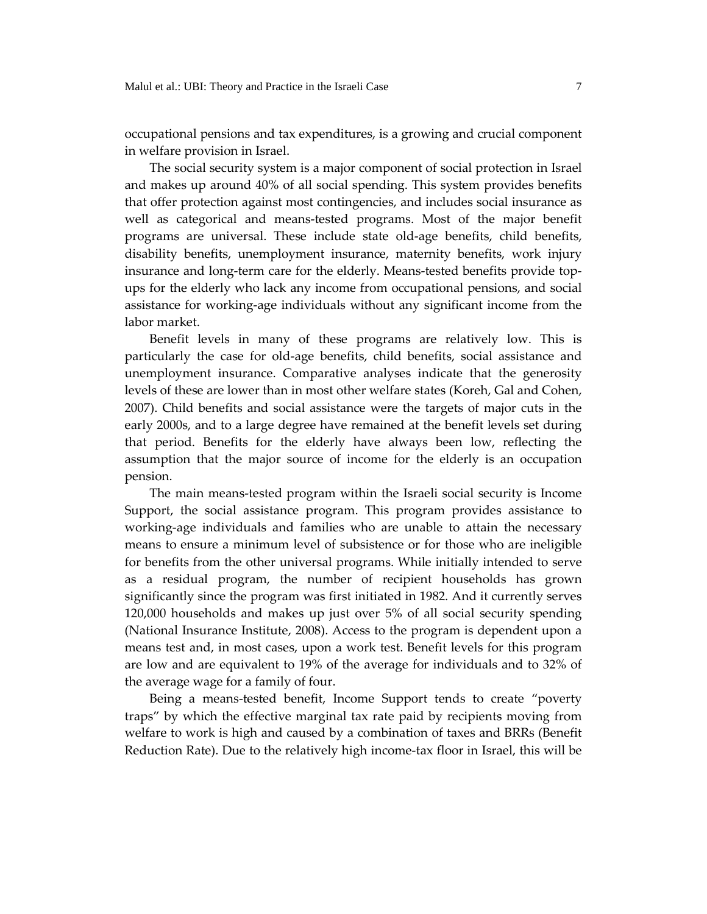occupational pensions and tax expenditures, is a growing and crucial component in welfare provision in Israel.

The social security system is a major component of social protection in Israel and makes up around 40% of all social spending. This system provides benefits that offer protection against most contingencies, and includes social insurance as well as categorical and means-tested programs. Most of the major benefit programs are universal. These include state old-age benefits, child benefits, disability benefits, unemployment insurance, maternity benefits, work injury insurance and long-term care for the elderly. Means-tested benefits provide top-ups for the elderly who lack any income from occupational pensions, and social assistance for working-age individuals without any significant income from the labor market.

Benefit levels in many of these programs are relatively low. This is particularly the case for old-age benefits, child benefits, social assistance and unemployment insurance. Comparative analyses indicate that the generosity levels of these are lower than in most other welfare states (Koreh, Gal and Cohen, 2007). Child benefits and social assistance were the targets of major cuts in the early 2000s, and to a large degree have remained at the benefit levels set during that period. Benefits for the elderly have always been low, reflecting the assumption that the major source of income for the elderly is an occupation pension.

The main means-tested program within the Israeli social security is Income Support, the social assistance program. This program provides assistance to working-age individuals and families who are unable to attain the necessary means to ensure a minimum level of subsistence or for those who are ineligible for benefits from the other universal programs. While initially intended to serve as a residual program, the number of recipient households has grown significantly since the program was first initiated in 1982. And it currently serves 120,000 households and makes up just over 5% of all social security spending (National Insurance Institute, 2008). Access to the program is dependent upon a means test and, in most cases, upon a work test. Benefit levels for this program are low and are equivalent to 19% of the average for individuals and to 32% of the average wage for a family of four.

Being a means-tested benefit, Income Support tends to create "poverty traps" by which the effective marginal tax rate paid by recipients moving from welfare to work is high and caused by a combination of taxes and BRRs (Benefit Reduction Rate). Due to the relatively high income-tax floor in Israel, this will be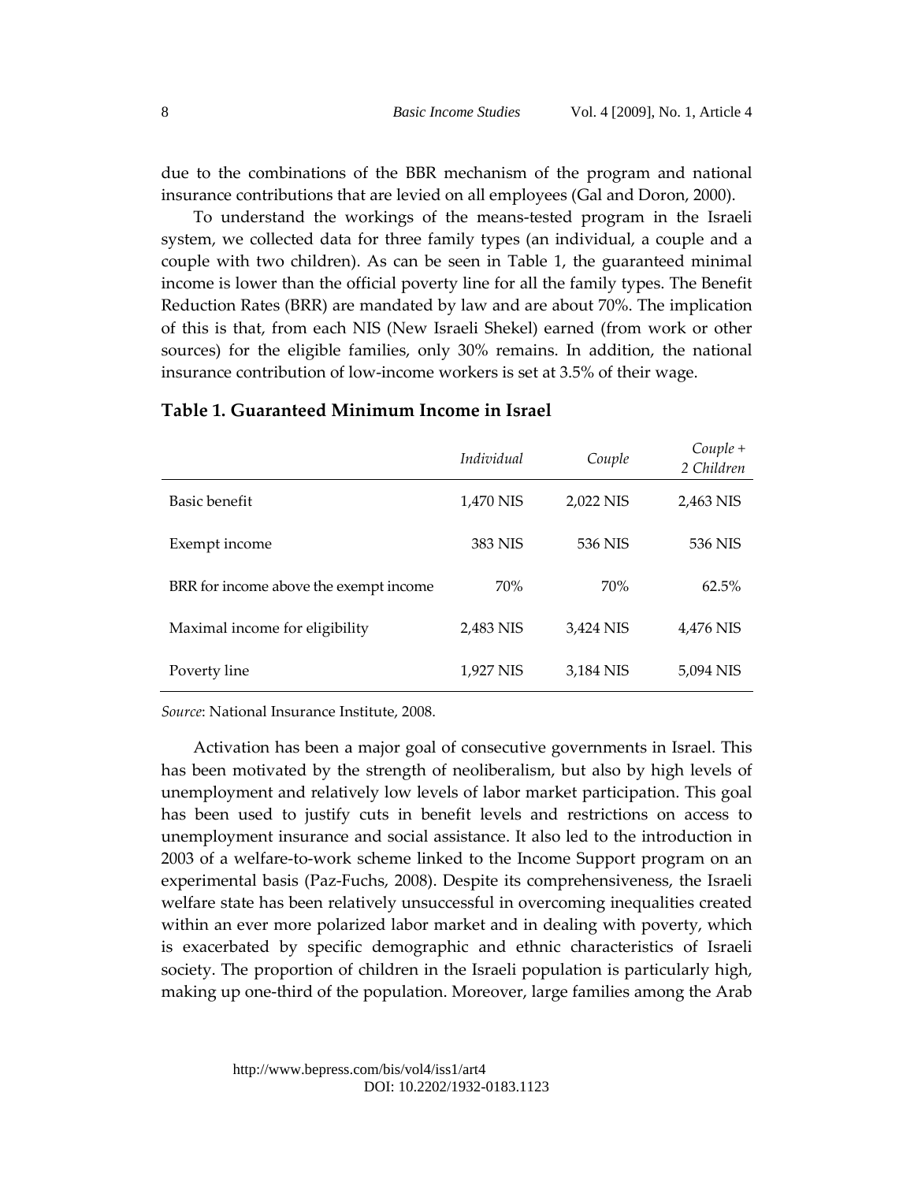due to the combinations of the BBR mechanism of the program and national insurance contributions that are levied on all employees (Gal and Doron, 2000).

To understand the workings of the means-tested program in the Israeli system, we collected data for three family types (an individual, a couple and a couple with two children). As can be seen in Table 1, the guaranteed minimal income is lower than the official poverty line for all the family types. The Benefit Reduction Rates (BRR) are mandated by law and are about 70%. The implication of this is that, from each NIS (New Israeli Shekel) earned (from work or other sources) for the eligible families, only 30% remains. In addition, the national insurance contribution of low-income workers is set at 3.5% of their wage.

**Table 1. Guaranteed Minimum Income in Israel**

| | *Individual* | *Couple* | *Couple + 2 Children* |
|---|---|---|---|
| Basic benefit | 1,470 NIS | 2,022 NIS | 2,463 NIS |
| Exempt income | 383 NIS | 536 NIS | 536 NIS |
| BRR for income above the exempt income | 70% | 70% | 62.5% |
| Maximal income for eligibility | 2,483 NIS | 3,424 NIS | 4,476 NIS |
| Poverty line | 1,927 NIS | 3,184 NIS | 5,094 NIS |

*Source*: National Insurance Institute, 2008.

Activation has been a major goal of consecutive governments in Israel. This has been motivated by the strength of neoliberalism, but also by high levels of unemployment and relatively low levels of labor market participation. This goal has been used to justify cuts in benefit levels and restrictions on access to unemployment insurance and social assistance. It also led to the introduction in 2003 of a welfare-to-work scheme linked to the Income Support program on an experimental basis (Paz-Fuchs, 2008). Despite its comprehensiveness, the Israeli welfare state has been relatively unsuccessful in overcoming inequalities created within an ever more polarized labor market and in dealing with poverty, which is exacerbated by specific demographic and ethnic characteristics of Israeli society. The proportion of children in the Israeli population is particularly high, making up one-third of the population. Moreover, large families among the Arab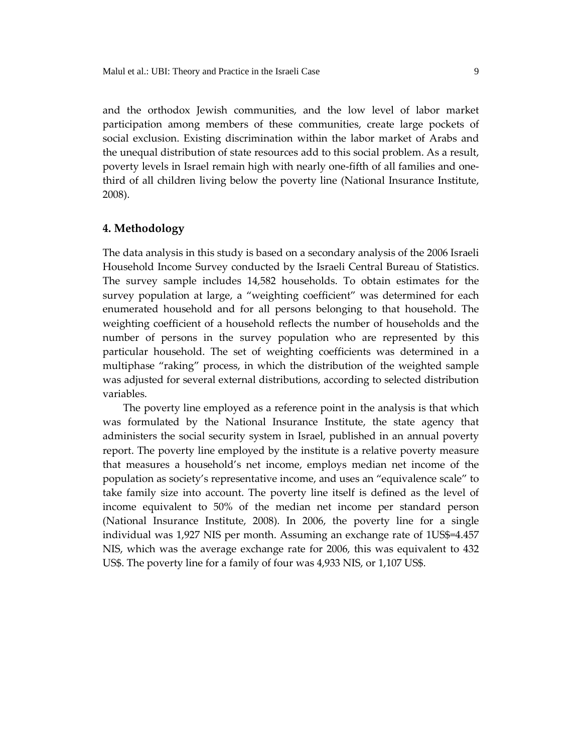and the orthodox Jewish communities, and the low level of labor market participation among members of these communities, create large pockets of social exclusion. Existing discrimination within the labor market of Arabs and the unequal distribution of state resources add to this social problem. As a result, poverty levels in Israel remain high with nearly one-fifth of all families and one-third of all children living below the poverty line (National Insurance Institute, 2008).

## 4. Methodology

The data analysis in this study is based on a secondary analysis of the 2006 Israeli Household Income Survey conducted by the Israeli Central Bureau of Statistics. The survey sample includes 14,582 households. To obtain estimates for the survey population at large, a "weighting coefficient" was determined for each enumerated household and for all persons belonging to that household. The weighting coefficient of a household reflects the number of households and the number of persons in the survey population who are represented by this particular household. The set of weighting coefficients was determined in a multiphase "raking" process, in which the distribution of the weighted sample was adjusted for several external distributions, according to selected distribution variables.

The poverty line employed as a reference point in the analysis is that which was formulated by the National Insurance Institute, the state agency that administers the social security system in Israel, published in an annual poverty report. The poverty line employed by the institute is a relative poverty measure that measures a household's net income, employs median net income of the population as society's representative income, and uses an "equivalence scale" to take family size into account. The poverty line itself is defined as the level of income equivalent to 50% of the median net income per standard person (National Insurance Institute, 2008). In 2006, the poverty line for a single individual was 1,927 NIS per month. Assuming an exchange rate of 1US$=4.457 NIS, which was the average exchange rate for 2006, this was equivalent to 432 US$. The poverty line for a family of four was 4,933 NIS, or 1,107 US$.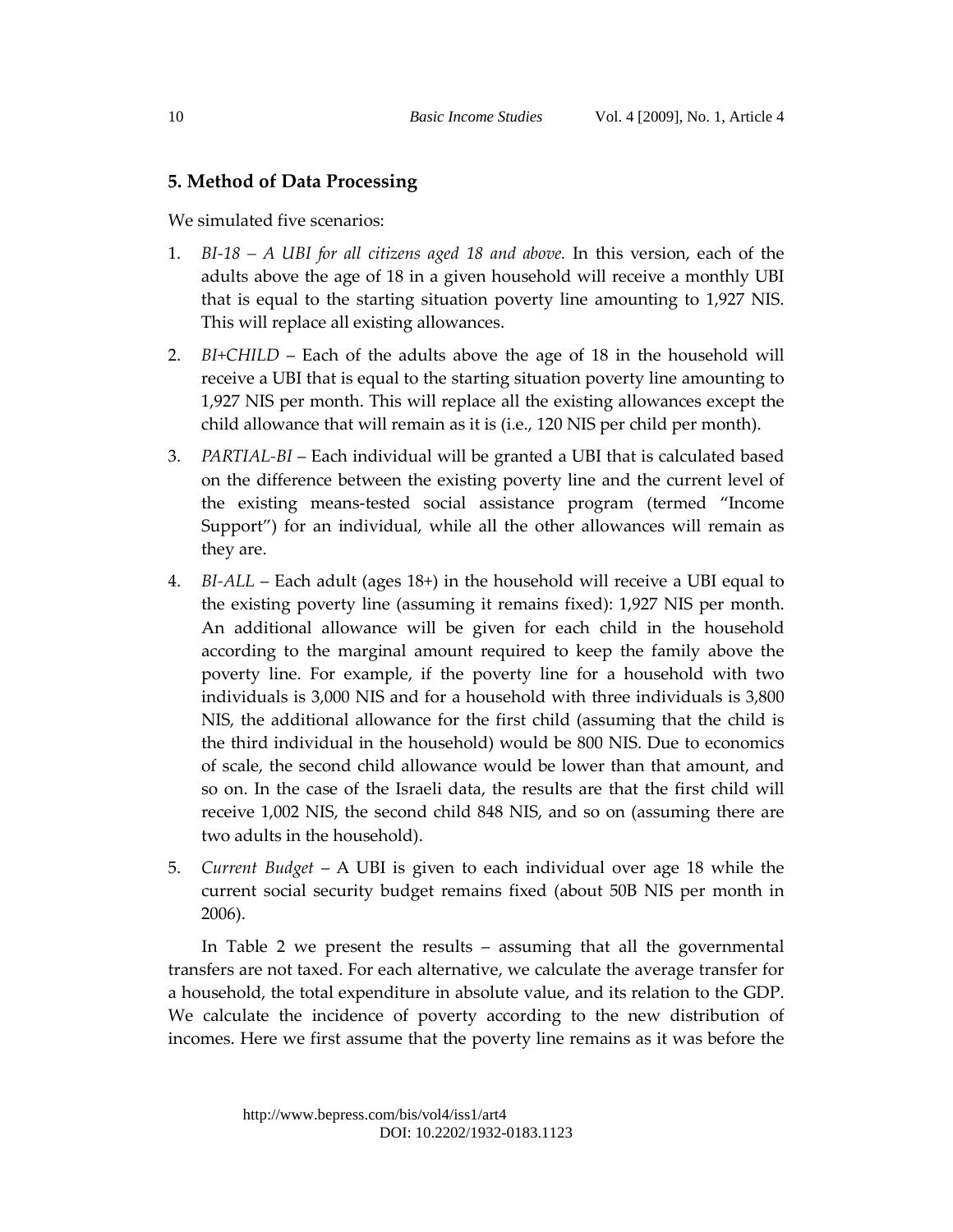## 5. Method of Data Processing

We simulated five scenarios:

1. *BI-18 – A UBI for all citizens aged 18 and above.* In this version, each of the adults above the age of 18 in a given household will receive a monthly UBI that is equal to the starting situation poverty line amounting to 1,927 NIS. This will replace all existing allowances.

2. *BI+CHILD* – Each of the adults above the age of 18 in the household will receive a UBI that is equal to the starting situation poverty line amounting to 1,927 NIS per month. This will replace all the existing allowances except the child allowance that will remain as it is (i.e., 120 NIS per child per month).

3. *PARTIAL-BI* – Each individual will be granted a UBI that is calculated based on the difference between the existing poverty line and the current level of the existing means-tested social assistance program (termed "Income Support") for an individual, while all the other allowances will remain as they are.

4. *BI-ALL* – Each adult (ages 18+) in the household will receive a UBI equal to the existing poverty line (assuming it remains fixed): 1,927 NIS per month. An additional allowance will be given for each child in the household according to the marginal amount required to keep the family above the poverty line. For example, if the poverty line for a household with two individuals is 3,000 NIS and for a household with three individuals is 3,800 NIS, the additional allowance for the first child (assuming that the child is the third individual in the household) would be 800 NIS. Due to economics of scale, the second child allowance would be lower than that amount, and so on. In the case of the Israeli data, the results are that the first child will receive 1,002 NIS, the second child 848 NIS, and so on (assuming there are two adults in the household).

5. *Current Budget* – A UBI is given to each individual over age 18 while the current social security budget remains fixed (about 50B NIS per month in 2006).

In Table 2 we present the results – assuming that all the governmental transfers are not taxed. For each alternative, we calculate the average transfer for a household, the total expenditure in absolute value, and its relation to the GDP. We calculate the incidence of poverty according to the new distribution of incomes. Here we first assume that the poverty line remains as it was before the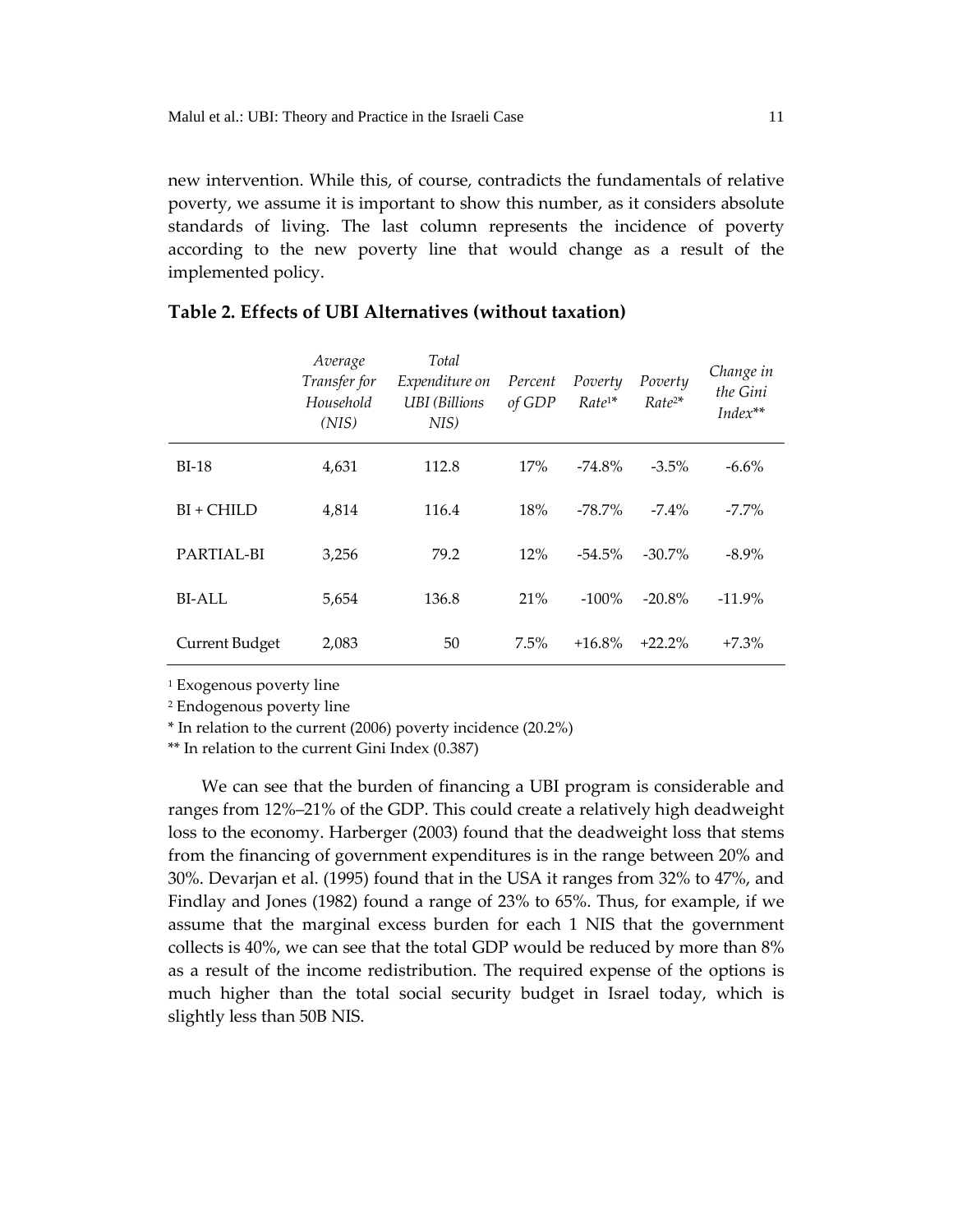new intervention. While this, of course, contradicts the fundamentals of relative poverty, we assume it is important to show this number, as it considers absolute standards of living. The last column represents the incidence of poverty according to the new poverty line that would change as a result of the implemented policy.

**Table 2. Effects of UBI Alternatives (without taxation)**

| | *Average Transfer for Household (NIS)* | *Total Expenditure on UBI (Billions NIS)* | *Percent of GDP* | *Poverty Rate*[1]* | *Poverty Rate*[2]* | *Change in the Gini Index*** |
|---|---|---|---|---|---|---|
| BI-18 | 4,631 | 112.8 | 17% | -74.8% | -3.5% | -6.6% |
| BI + CHILD | 4,814 | 116.4 | 18% | -78.7% | -7.4% | -7.7% |
| PARTIAL-BI | 3,256 | 79.2 | 12% | -54.5% | -30.7% | -8.9% |
| BI-ALL | 5,654 | 136.8 | 21% | -100% | -20.8% | -11.9% |
| Current Budget | 2,083 | 50 | 7.5% | +16.8% | +22.2% | +7.3% |

[1] Exogenous poverty line

[2] Endogenous poverty line

* In relation to the current (2006) poverty incidence (20.2%)

** In relation to the current Gini Index (0.387)

We can see that the burden of financing a UBI program is considerable and ranges from 12%–21% of the GDP. This could create a relatively high deadweight loss to the economy. Harberger (2003) found that the deadweight loss that stems from the financing of government expenditures is in the range between 20% and 30%. Devarjan et al. (1995) found that in the USA it ranges from 32% to 47%, and Findlay and Jones (1982) found a range of 23% to 65%. Thus, for example, if we assume that the marginal excess burden for each 1 NIS that the government collects is 40%, we can see that the total GDP would be reduced by more than 8% as a result of the income redistribution. The required expense of the options is much higher than the total social security budget in Israel today, which is slightly less than 50B NIS.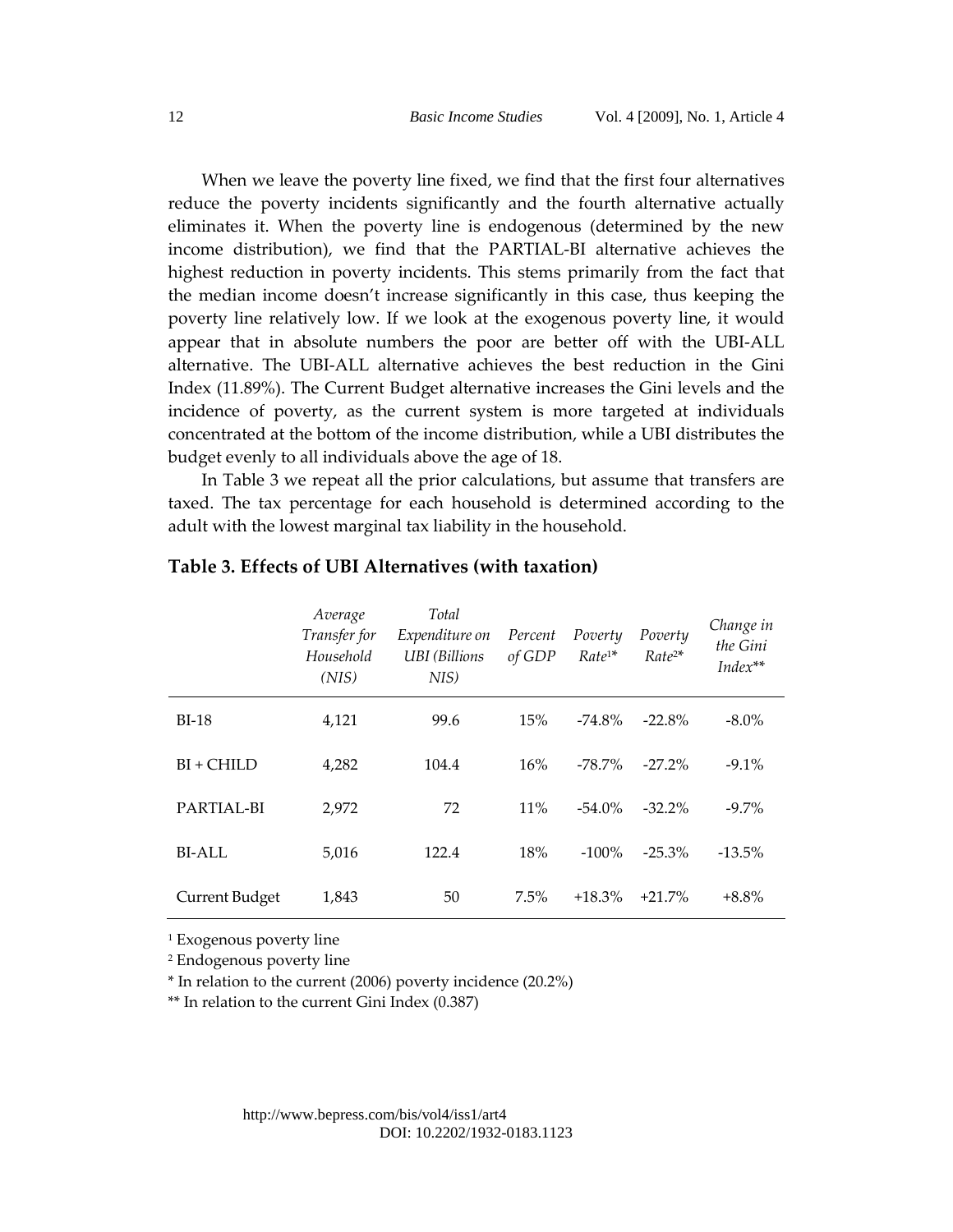When we leave the poverty line fixed, we find that the first four alternatives reduce the poverty incidents significantly and the fourth alternative actually eliminates it. When the poverty line is endogenous (determined by the new income distribution), we find that the PARTIAL-BI alternative achieves the highest reduction in poverty incidents. This stems primarily from the fact that the median income doesn't increase significantly in this case, thus keeping the poverty line relatively low. If we look at the exogenous poverty line, it would appear that in absolute numbers the poor are better off with the UBI-ALL alternative. The UBI-ALL alternative achieves the best reduction in the Gini Index (11.89%). The Current Budget alternative increases the Gini levels and the incidence of poverty, as the current system is more targeted at individuals concentrated at the bottom of the income distribution, while a UBI distributes the budget evenly to all individuals above the age of 18.

In Table 3 we repeat all the prior calculations, but assume that transfers are taxed. The tax percentage for each household is determined according to the adult with the lowest marginal tax liability in the household.

**Table 3. Effects of UBI Alternatives (with taxation)**

| | *Average Transfer for Household (NIS)* | *Total Expenditure on UBI (Billions NIS)* | *Percent of GDP* | *Poverty Rate[1]\** | *Poverty Rate[2]\** | *Change in the Gini Index\*\** |
|---|---|---|---|---|---|---|
| BI-18 | 4,121 | 99.6 | 15% | -74.8% | -22.8% | -8.0% |
| BI + CHILD | 4,282 | 104.4 | 16% | -78.7% | -27.2% | -9.1% |
| PARTIAL-BI | 2,972 | 72 | 11% | -54.0% | -32.2% | -9.7% |
| BI-ALL | 5,016 | 122.4 | 18% | -100% | -25.3% | -13.5% |
| Current Budget | 1,843 | 50 | 7.5% | +18.3% | +21.7% | +8.8% |

[1] Exogenous poverty line

[2] Endogenous poverty line

* In relation to the current (2006) poverty incidence (20.2%)

** In relation to the current Gini Index (0.387)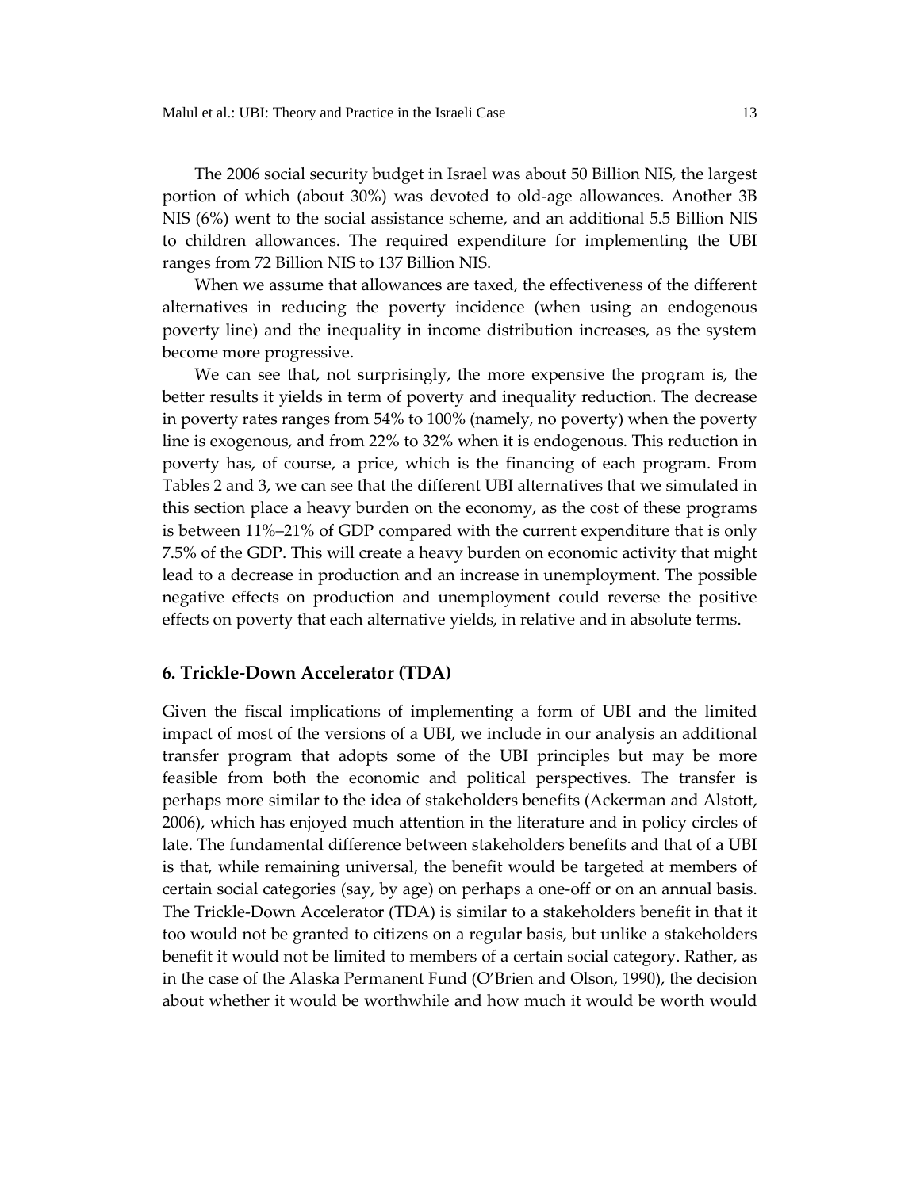The 2006 social security budget in Israel was about 50 Billion NIS, the largest portion of which (about 30%) was devoted to old-age allowances. Another 3B NIS (6%) went to the social assistance scheme, and an additional 5.5 Billion NIS to children allowances. The required expenditure for implementing the UBI ranges from 72 Billion NIS to 137 Billion NIS.

When we assume that allowances are taxed, the effectiveness of the different alternatives in reducing the poverty incidence (when using an endogenous poverty line) and the inequality in income distribution increases, as the system become more progressive.

We can see that, not surprisingly, the more expensive the program is, the better results it yields in term of poverty and inequality reduction. The decrease in poverty rates ranges from 54% to 100% (namely, no poverty) when the poverty line is exogenous, and from 22% to 32% when it is endogenous. This reduction in poverty has, of course, a price, which is the financing of each program. From Tables 2 and 3, we can see that the different UBI alternatives that we simulated in this section place a heavy burden on the economy, as the cost of these programs is between 11%–21% of GDP compared with the current expenditure that is only 7.5% of the GDP. This will create a heavy burden on economic activity that might lead to a decrease in production and an increase in unemployment. The possible negative effects on production and unemployment could reverse the positive effects on poverty that each alternative yields, in relative and in absolute terms.

## 6. Trickle-Down Accelerator (TDA)

Given the fiscal implications of implementing a form of UBI and the limited impact of most of the versions of a UBI, we include in our analysis an additional transfer program that adopts some of the UBI principles but may be more feasible from both the economic and political perspectives. The transfer is perhaps more similar to the idea of stakeholders benefits (Ackerman and Alstott, 2006), which has enjoyed much attention in the literature and in policy circles of late. The fundamental difference between stakeholders benefits and that of a UBI is that, while remaining universal, the benefit would be targeted at members of certain social categories (say, by age) on perhaps a one-off or on an annual basis. The Trickle-Down Accelerator (TDA) is similar to a stakeholders benefit in that it too would not be granted to citizens on a regular basis, but unlike a stakeholders benefit it would not be limited to members of a certain social category. Rather, as in the case of the Alaska Permanent Fund (O'Brien and Olson, 1990), the decision about whether it would be worthwhile and how much it would be worth would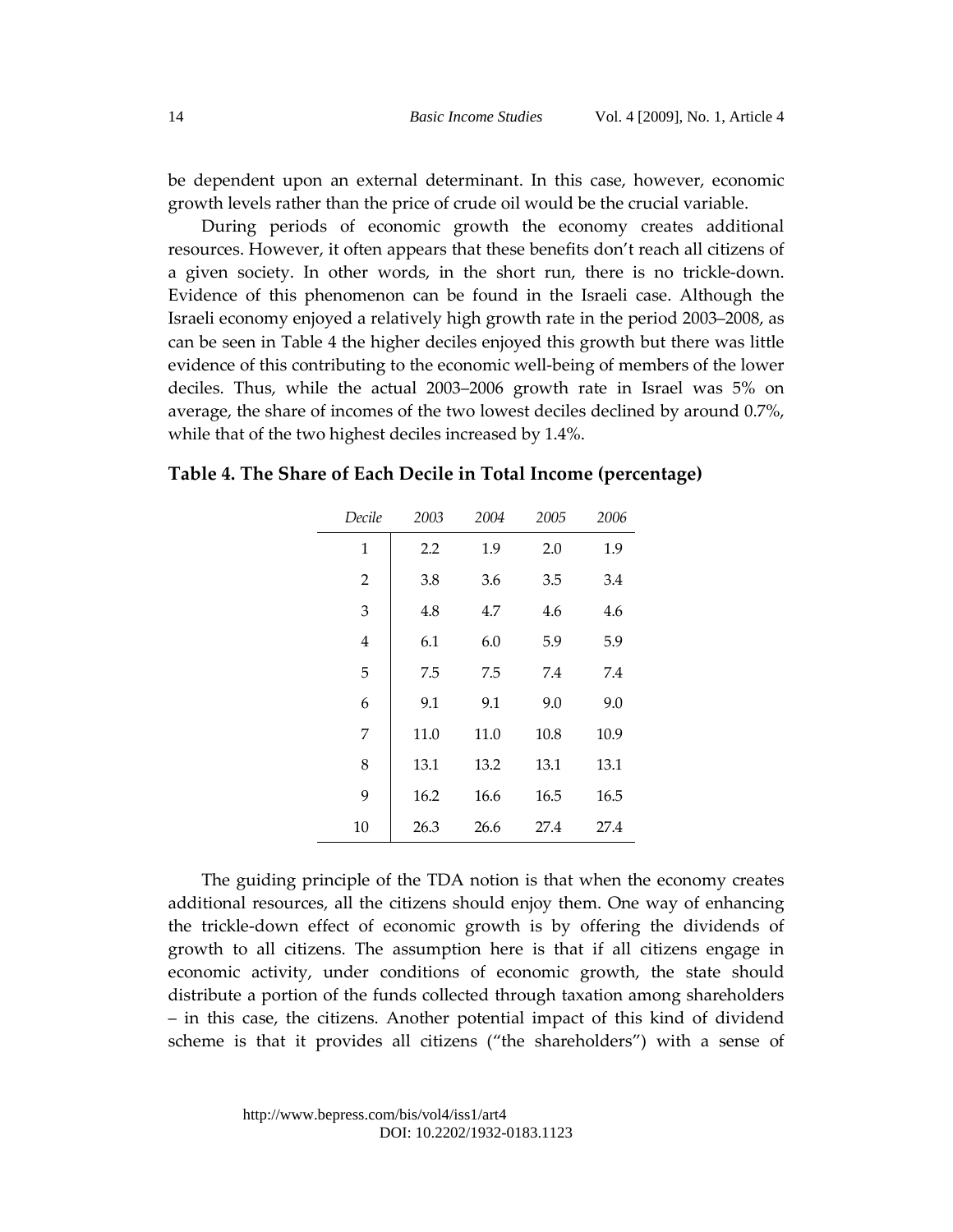be dependent upon an external determinant. In this case, however, economic growth levels rather than the price of crude oil would be the crucial variable.

During periods of economic growth the economy creates additional resources. However, it often appears that these benefits don't reach all citizens of a given society. In other words, in the short run, there is no trickle-down. Evidence of this phenomenon can be found in the Israeli case. Although the Israeli economy enjoyed a relatively high growth rate in the period 2003–2008, as can be seen in Table 4 the higher deciles enjoyed this growth but there was little evidence of this contributing to the economic well-being of members of the lower deciles. Thus, while the actual 2003–2006 growth rate in Israel was 5% on average, the share of incomes of the two lowest deciles declined by around 0.7%, while that of the two highest deciles increased by 1.4%.

**Table 4. The Share of Each Decile in Total Income (percentage)**

| *Decile* | *2003* | *2004* | *2005* | *2006* |
|---|---|---|---|---|
| 1 | 2.2 | 1.9 | 2.0 | 1.9 |
| 2 | 3.8 | 3.6 | 3.5 | 3.4 |
| 3 | 4.8 | 4.7 | 4.6 | 4.6 |
| 4 | 6.1 | 6.0 | 5.9 | 5.9 |
| 5 | 7.5 | 7.5 | 7.4 | 7.4 |
| 6 | 9.1 | 9.1 | 9.0 | 9.0 |
| 7 | 11.0 | 11.0 | 10.8 | 10.9 |
| 8 | 13.1 | 13.2 | 13.1 | 13.1 |
| 9 | 16.2 | 16.6 | 16.5 | 16.5 |
| 10 | 26.3 | 26.6 | 27.4 | 27.4 |

The guiding principle of the TDA notion is that when the economy creates additional resources, all the citizens should enjoy them. One way of enhancing the trickle-down effect of economic growth is by offering the dividends of growth to all citizens. The assumption here is that if all citizens engage in economic activity, under conditions of economic growth, the state should distribute a portion of the funds collected through taxation among shareholders – in this case, the citizens. Another potential impact of this kind of dividend scheme is that it provides all citizens ("the shareholders") with a sense of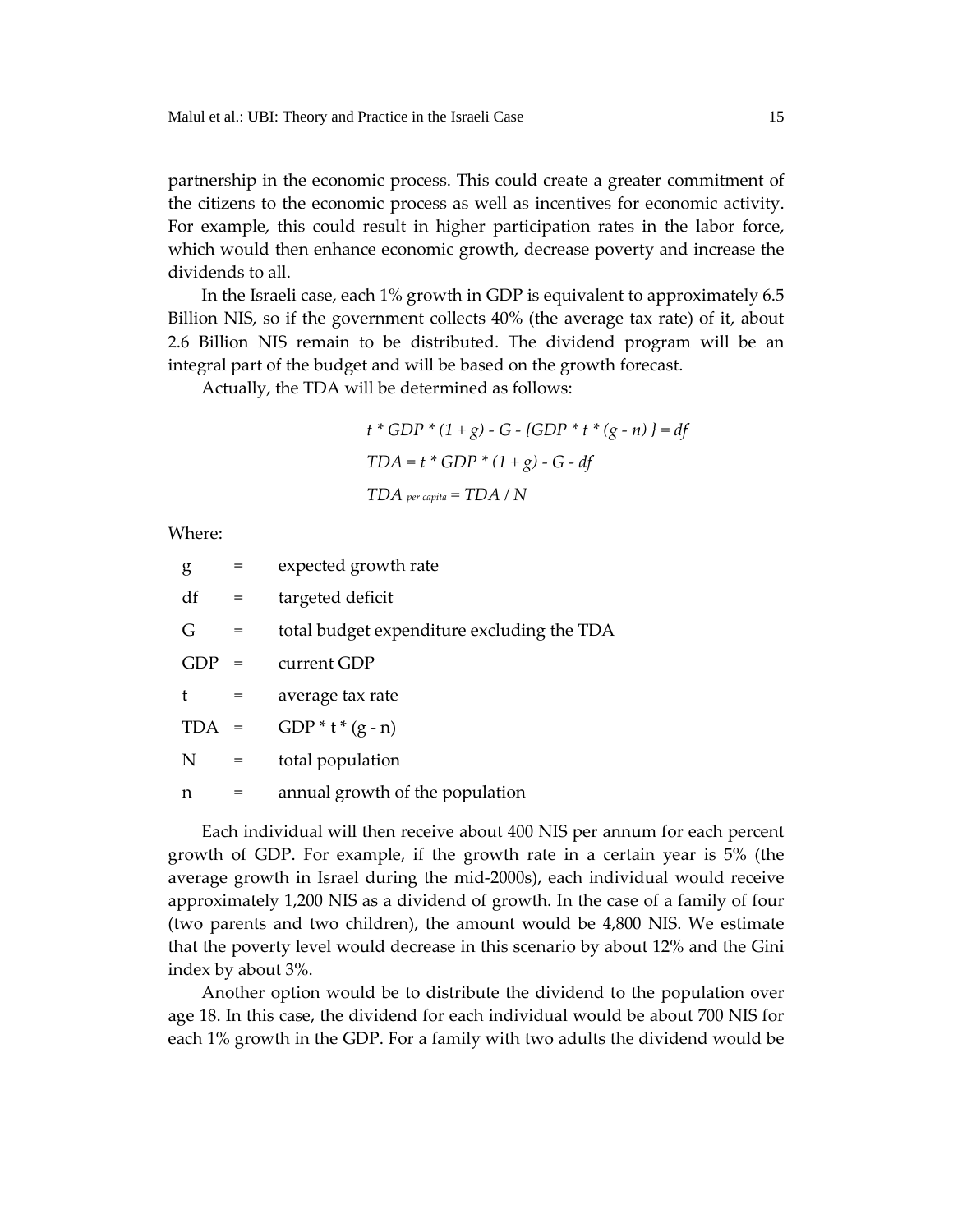partnership in the economic process. This could create a greater commitment of the citizens to the economic process as well as incentives for economic activity. For example, this could result in higher participation rates in the labor force, which would then enhance economic growth, decrease poverty and increase the dividends to all.

In the Israeli case, each 1% growth in GDP is equivalent to approximately 6.5 Billion NIS, so if the government collects 40% (the average tax rate) of it, about 2.6 Billion NIS remain to be distributed. The dividend program will be an integral part of the budget and will be based on the growth forecast.

Actually, the TDA will be determined as follows:

$$t * GDP * (1 + g) - G - \{GDP * t * (g - n)\} = df$$

$$TDA = t * GDP * (1 + g) - G - df$$

$$TDA_{per\ capita} = TDA / N$$

Where:

| | | |
|---|---|---|
| g | = | expected growth rate |
| df | = | targeted deficit |
| G | = | total budget expenditure excluding the TDA |
| GDP | = | current GDP |
| t | = | average tax rate |
| TDA | = | GDP * t * (g - n) |
| N | = | total population |
| n | = | annual growth of the population |

Each individual will then receive about 400 NIS per annum for each percent growth of GDP. For example, if the growth rate in a certain year is 5% (the average growth in Israel during the mid-2000s), each individual would receive approximately 1,200 NIS as a dividend of growth. In the case of a family of four (two parents and two children), the amount would be 4,800 NIS. We estimate that the poverty level would decrease in this scenario by about 12% and the Gini index by about 3%.

Another option would be to distribute the dividend to the population over age 18. In this case, the dividend for each individual would be about 700 NIS for each 1% growth in the GDP. For a family with two adults the dividend would be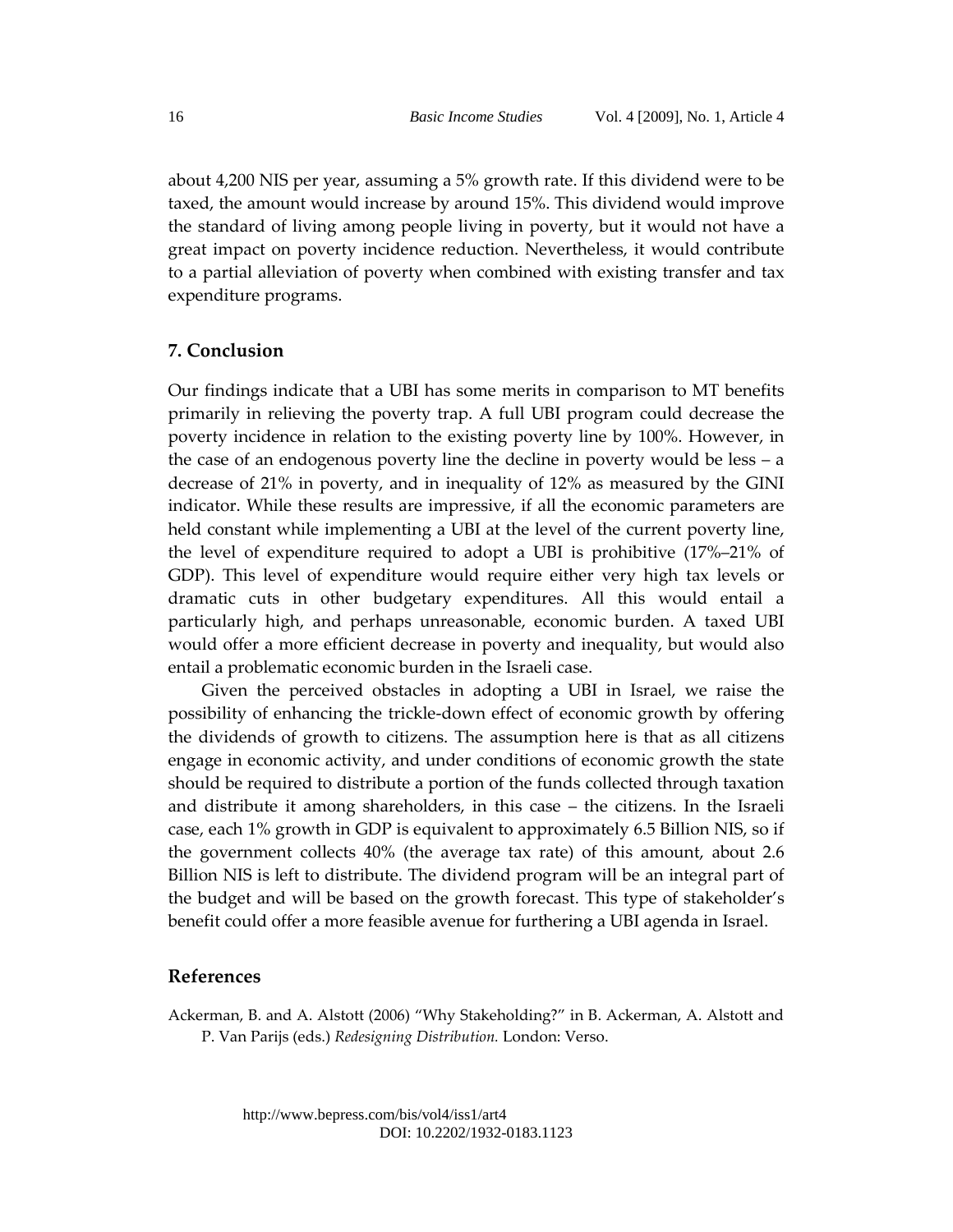about 4,200 NIS per year, assuming a 5% growth rate. If this dividend were to be taxed, the amount would increase by around 15%. This dividend would improve the standard of living among people living in poverty, but it would not have a great impact on poverty incidence reduction. Nevertheless, it would contribute to a partial alleviation of poverty when combined with existing transfer and tax expenditure programs.

## 7. Conclusion

Our findings indicate that a UBI has some merits in comparison to MT benefits primarily in relieving the poverty trap. A full UBI program could decrease the poverty incidence in relation to the existing poverty line by 100%. However, in the case of an endogenous poverty line the decline in poverty would be less – a decrease of 21% in poverty, and in inequality of 12% as measured by the GINI indicator. While these results are impressive, if all the economic parameters are held constant while implementing a UBI at the level of the current poverty line, the level of expenditure required to adopt a UBI is prohibitive (17%–21% of GDP). This level of expenditure would require either very high tax levels or dramatic cuts in other budgetary expenditures. All this would entail a particularly high, and perhaps unreasonable, economic burden. A taxed UBI would offer a more efficient decrease in poverty and inequality, but would also entail a problematic economic burden in the Israeli case.

Given the perceived obstacles in adopting a UBI in Israel, we raise the possibility of enhancing the trickle-down effect of economic growth by offering the dividends of growth to citizens. The assumption here is that as all citizens engage in economic activity, and under conditions of economic growth the state should be required to distribute a portion of the funds collected through taxation and distribute it among shareholders, in this case – the citizens. In the Israeli case, each 1% growth in GDP is equivalent to approximately 6.5 Billion NIS, so if the government collects 40% (the average tax rate) of this amount, about 2.6 Billion NIS is left to distribute. The dividend program will be an integral part of the budget and will be based on the growth forecast. This type of stakeholder's benefit could offer a more feasible avenue for furthering a UBI agenda in Israel.

## References

Ackerman, B. and A. Alstott (2006) "Why Stakeholding?" in B. Ackerman, A. Alstott and P. Van Parijs (eds.) *Redesigning Distribution.* London: Verso.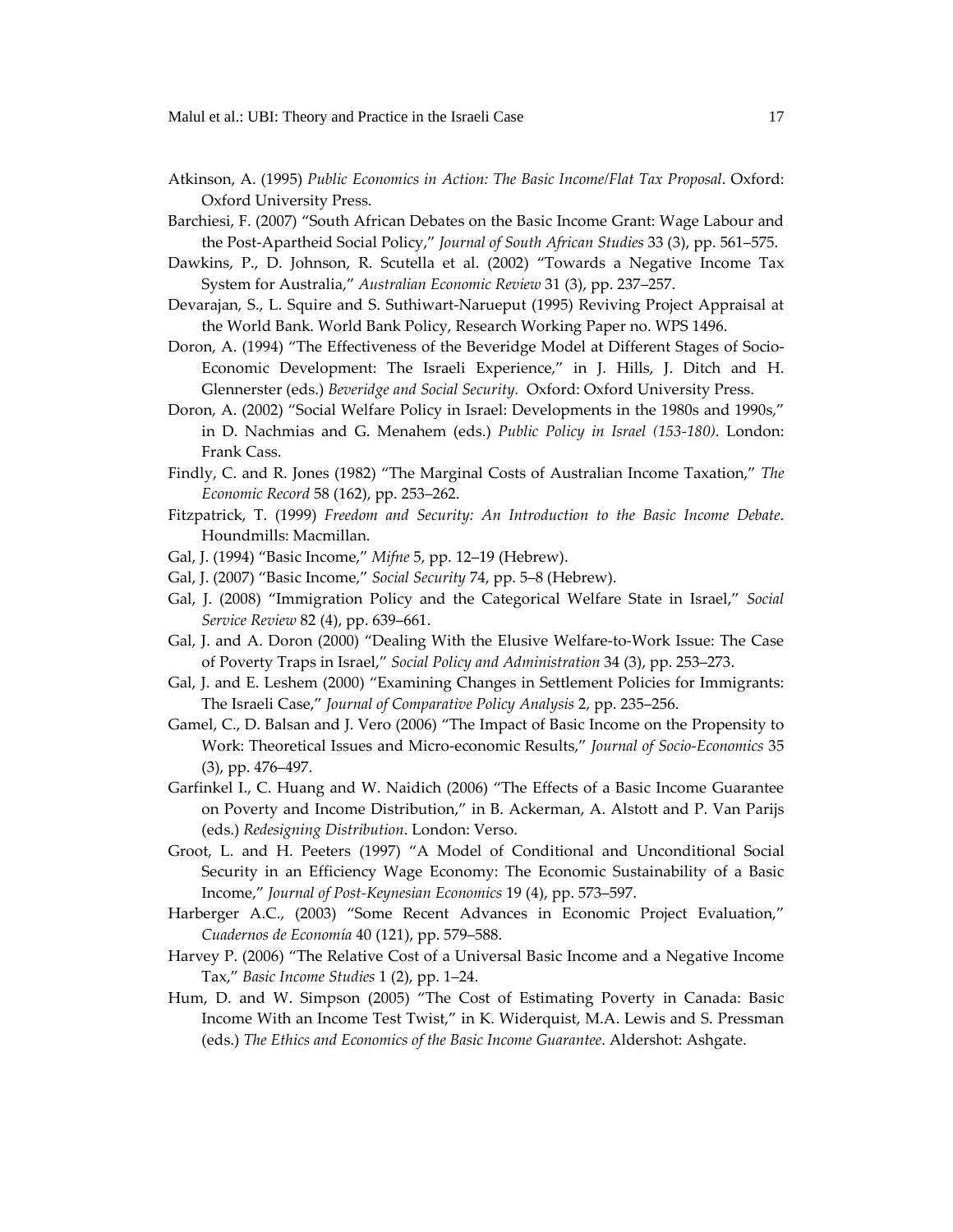Atkinson, A. (1995) *Public Economics in Action: The Basic Income/Flat Tax Proposal*. Oxford: Oxford University Press.

Barchiesi, F. (2007) "South African Debates on the Basic Income Grant: Wage Labour and the Post-Apartheid Social Policy," *Journal of South African Studies* 33 (3), pp. 561–575.

Dawkins, P., D. Johnson, R. Scutella et al. (2002) "Towards a Negative Income Tax System for Australia," *Australian Economic Review* 31 (3), pp. 237–257.

Devarajan, S., L. Squire and S. Suthiwart-Narueput (1995) Reviving Project Appraisal at the World Bank. World Bank Policy, Research Working Paper no. WPS 1496.

Doron, A. (1994) "The Effectiveness of the Beveridge Model at Different Stages of Socio-Economic Development: The Israeli Experience," in J. Hills, J. Ditch and H. Glennerster (eds.) *Beveridge and Social Security.* Oxford: Oxford University Press.

Doron, A. (2002) "Social Welfare Policy in Israel: Developments in the 1980s and 1990s," in D. Nachmias and G. Menahem (eds.) *Public Policy in Israel (153-180)*. London: Frank Cass.

Findly, C. and R. Jones (1982) "The Marginal Costs of Australian Income Taxation," *The Economic Record* 58 (162), pp. 253–262.

Fitzpatrick, T. (1999) *Freedom and Security: An Introduction to the Basic Income Debate*. Houndmills: Macmillan.

Gal, J. (1994) "Basic Income," *Mifne* 5, pp. 12–19 (Hebrew).

Gal, J. (2007) "Basic Income," *Social Security* 74, pp. 5–8 (Hebrew).

Gal, J. (2008) "Immigration Policy and the Categorical Welfare State in Israel," *Social Service Review* 82 (4), pp. 639–661.

Gal, J. and A. Doron (2000) "Dealing With the Elusive Welfare-to-Work Issue: The Case of Poverty Traps in Israel," *Social Policy and Administration* 34 (3), pp. 253–273.

Gal, J. and E. Leshem (2000) "Examining Changes in Settlement Policies for Immigrants: The Israeli Case," *Journal of Comparative Policy Analysis* 2, pp. 235–256.

Gamel, C., D. Balsan and J. Vero (2006) "The Impact of Basic Income on the Propensity to Work: Theoretical Issues and Micro-economic Results," *Journal of Socio-Economics* 35 (3), pp. 476–497.

Garfinkel I., C. Huang and W. Naidich (2006) "The Effects of a Basic Income Guarantee on Poverty and Income Distribution," in B. Ackerman, A. Alstott and P. Van Parijs (eds.) *Redesigning Distribution*. London: Verso.

Groot, L. and H. Peeters (1997) "A Model of Conditional and Unconditional Social Security in an Efficiency Wage Economy: The Economic Sustainability of a Basic Income," *Journal of Post-Keynesian Economics* 19 (4), pp. 573–597.

Harberger A.C., (2003) "Some Recent Advances in Economic Project Evaluation," *Cuadernos de Economía* 40 (121), pp. 579–588.

Harvey P. (2006) "The Relative Cost of a Universal Basic Income and a Negative Income Tax," *Basic Income Studies* 1 (2), pp. 1–24.

Hum, D. and W. Simpson (2005) "The Cost of Estimating Poverty in Canada: Basic Income With an Income Test Twist," in K. Widerquist, M.A. Lewis and S. Pressman (eds.) *The Ethics and Economics of the Basic Income Guarantee*. Aldershot: Ashgate.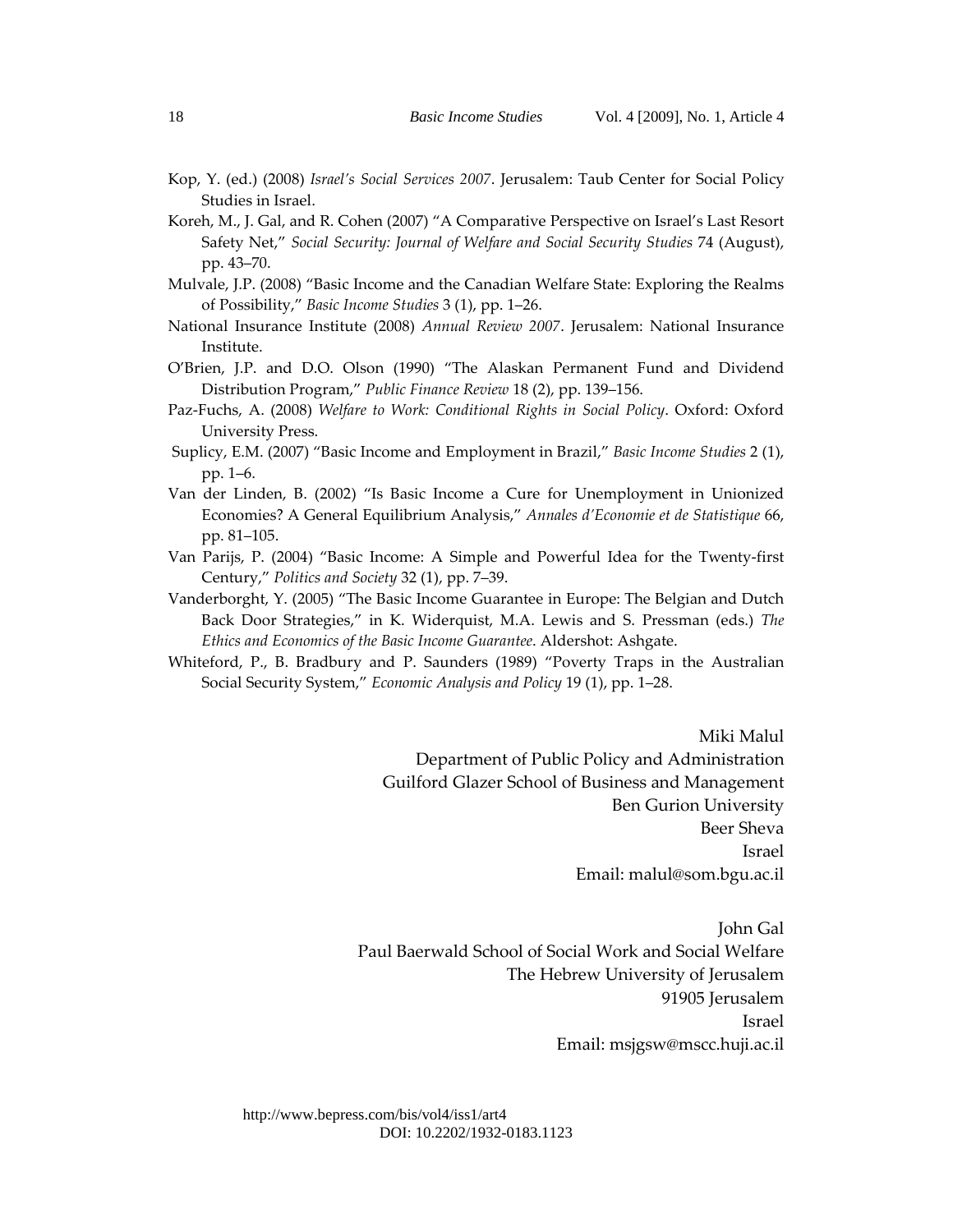Kop, Y. (ed.) (2008) *Israel's Social Services 2007*. Jerusalem: Taub Center for Social Policy Studies in Israel.

Koreh, M., J. Gal, and R. Cohen (2007) "A Comparative Perspective on Israel's Last Resort Safety Net," *Social Security: Journal of Welfare and Social Security Studies* 74 (August), pp. 43–70.

Mulvale, J.P. (2008) "Basic Income and the Canadian Welfare State: Exploring the Realms of Possibility," *Basic Income Studies* 3 (1), pp. 1–26.

National Insurance Institute (2008) *Annual Review 2007*. Jerusalem: National Insurance Institute.

O'Brien, J.P. and D.O. Olson (1990) "The Alaskan Permanent Fund and Dividend Distribution Program," *Public Finance Review* 18 (2), pp. 139–156.

Paz-Fuchs, A. (2008) *Welfare to Work: Conditional Rights in Social Policy*. Oxford: Oxford University Press.

Suplicy, E.M. (2007) "Basic Income and Employment in Brazil," *Basic Income Studies* 2 (1), pp. 1–6.

Van der Linden, B. (2002) "Is Basic Income a Cure for Unemployment in Unionized Economies? A General Equilibrium Analysis," *Annales d'Economie et de Statistique* 66, pp. 81–105.

Van Parijs, P. (2004) "Basic Income: A Simple and Powerful Idea for the Twenty-first Century," *Politics and Society* 32 (1), pp. 7–39.

Vanderborght, Y. (2005) "The Basic Income Guarantee in Europe: The Belgian and Dutch Back Door Strategies," in K. Widerquist, M.A. Lewis and S. Pressman (eds.) *The Ethics and Economics of the Basic Income Guarantee*. Aldershot: Ashgate.

Whiteford, P., B. Bradbury and P. Saunders (1989) "Poverty Traps in the Australian Social Security System," *Economic Analysis and Policy* 19 (1), pp. 1–28.

Miki Malul
Department of Public Policy and Administration
Guilford Glazer School of Business and Management
Ben Gurion University
Beer Sheva
Israel
Email: malul@som.bgu.ac.il

John Gal
Paul Baerwald School of Social Work and Social Welfare
The Hebrew University of Jerusalem
91905 Jerusalem
Israel
Email: msjgsw@mscc.huji.ac.il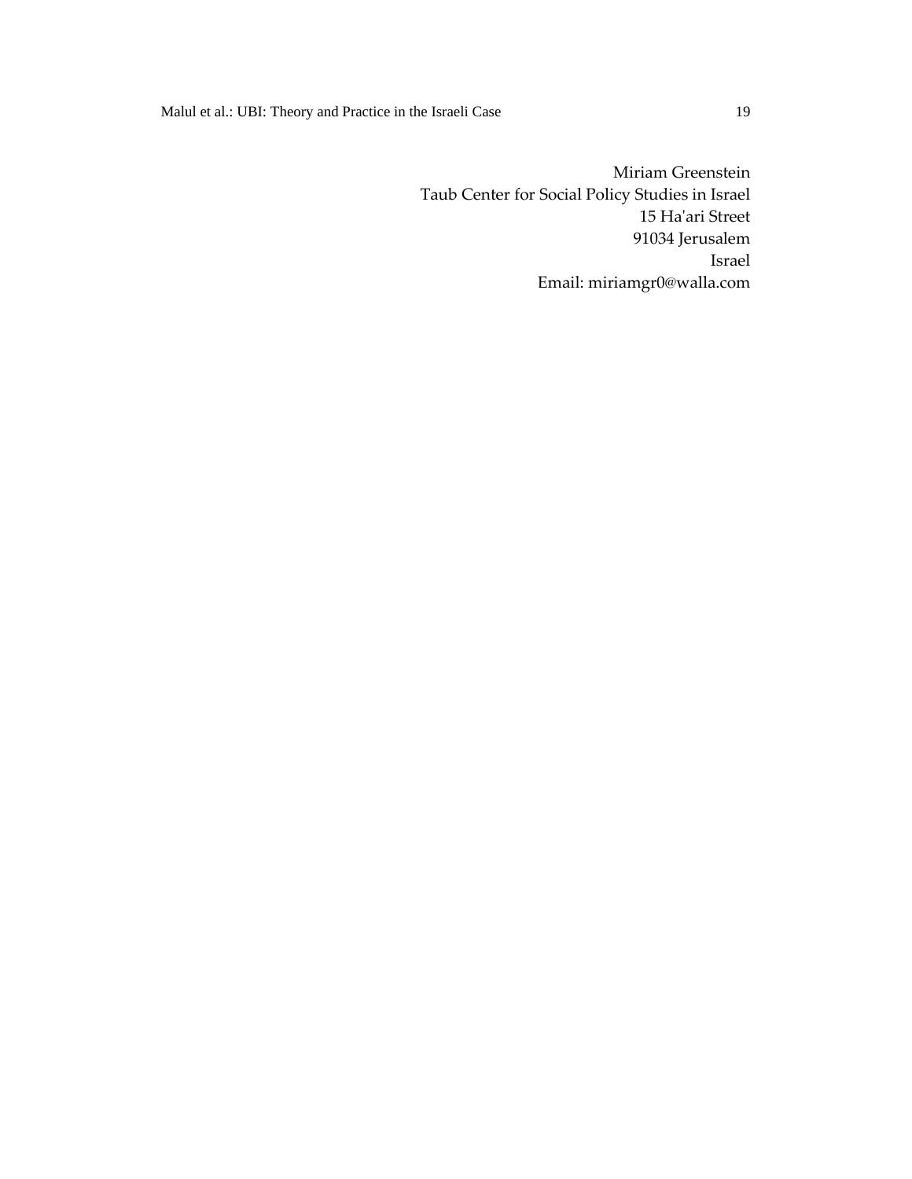Miriam Greenstein
Taub Center for Social Policy Studies in Israel
15 Ha'ari Street
91034 Jerusalem
Israel
Email: miriamgr0@walla.com